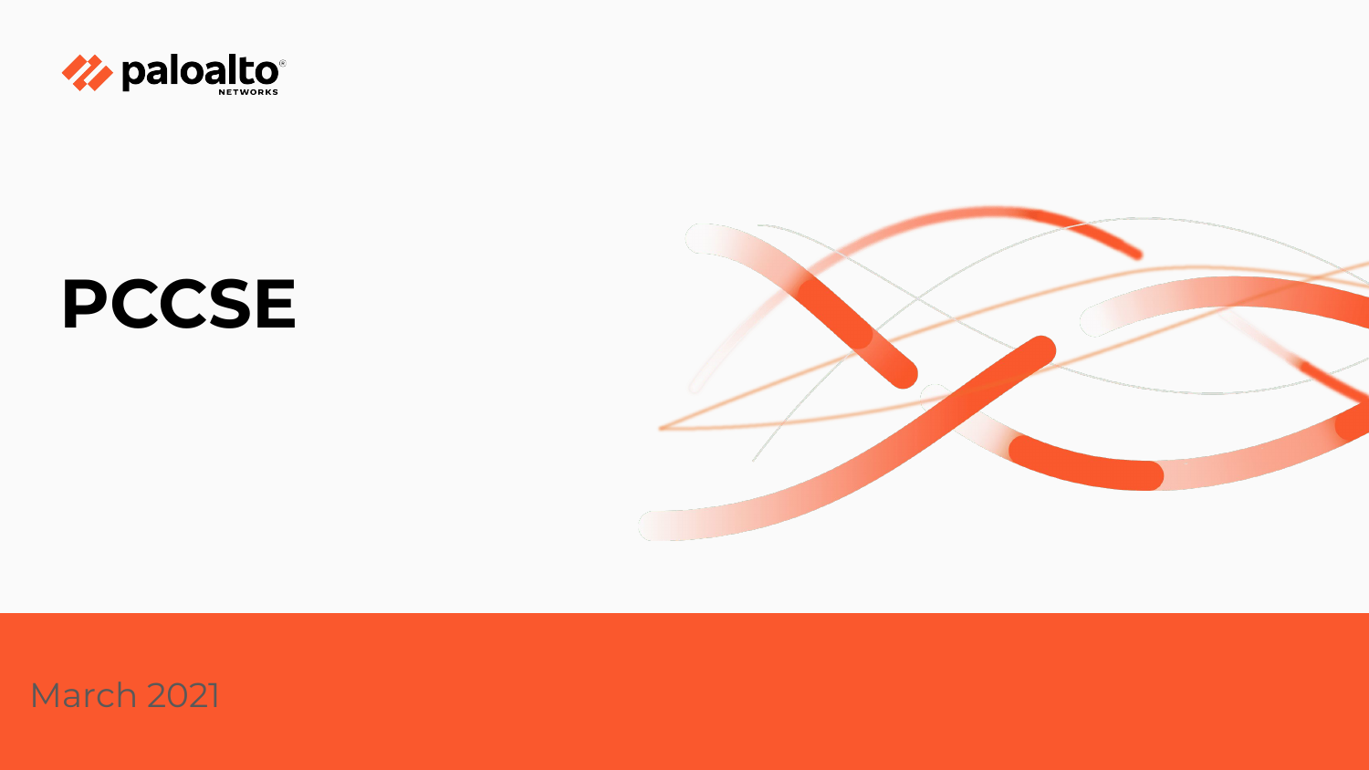# PCCSE

March 2021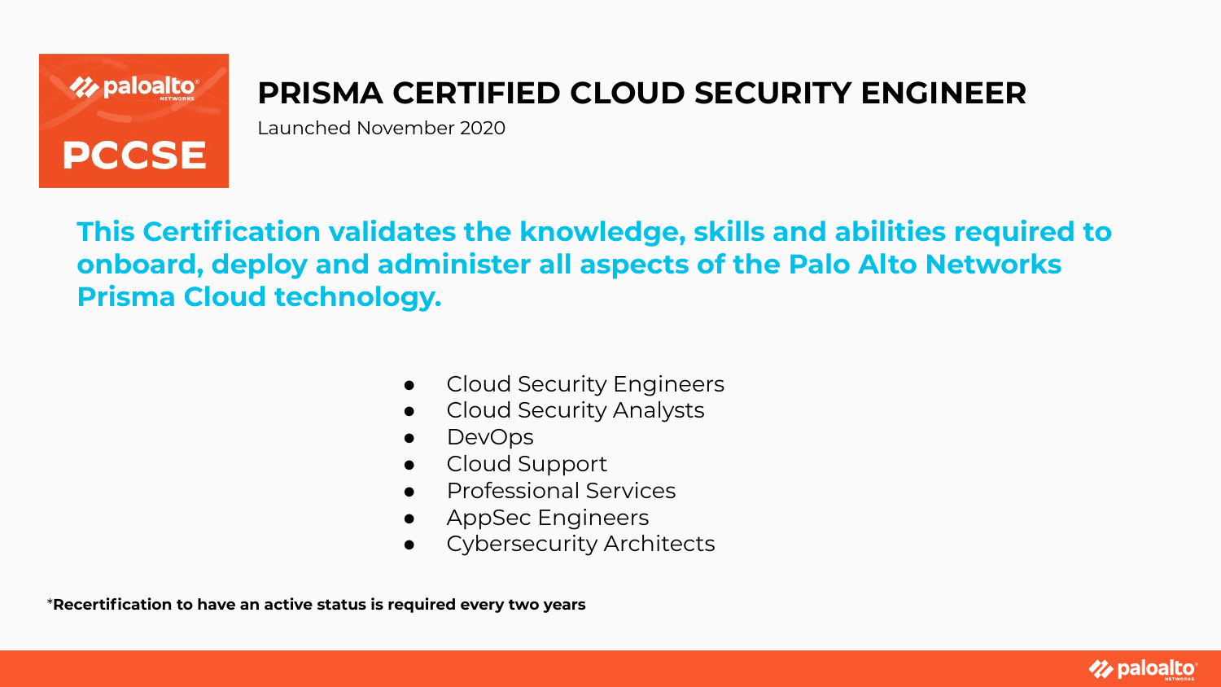PCCSE

# PRISMA CERTIFIED CLOUD SECURITY ENGINEER

Launched November 2020

**This Certification validates the knowledge, skills and abilities required to onboard, deploy and administer all aspects of the Palo Alto Networks Prisma Cloud technology.**

- Cloud Security Engineers
- Cloud Security Analysts
- DevOps
- Cloud Support
- Professional Services
- AppSec Engineers
- Cybersecurity Architects

*__Recertification to have an active status is required every two years__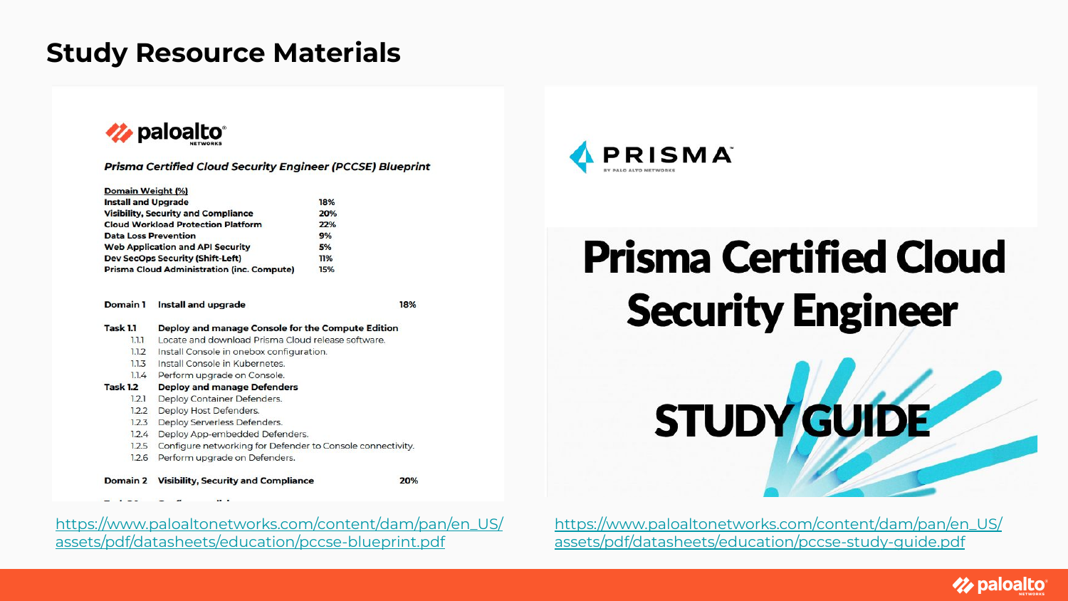# Study Resource Materials

**paloalto** NETWORKS

***Prisma Certified Cloud Security Engineer (PCCSE) Blueprint***

| Domain Weight (%) | |
|---|---|
| Install and Upgrade | 18% |
| Visibility, Security and Compliance | 20% |
| Cloud Workload Protection Platform | 22% |
| Data Loss Prevention | 9% |
| Web Application and API Security | 5% |
| Dev SecOps Security (Shift-Left) | 11% |
| Prisma Cloud Administration (inc. Compute) | 15% |

**Domain 1 Install and upgrade 18%**

**Task 1.1 Deploy and manage Console for the Compute Edition**

- 1.1.1 Locate and download Prisma Cloud release software.
- 1.1.2 Install Console in onebox configuration.
- 1.1.3 Install Console in Kubernetes.
- 1.1.4 Perform upgrade on Console.

**Task 1.2 Deploy and manage Defenders**

- 1.2.1 Deploy Container Defenders.
- 1.2.2 Deploy Host Defenders.
- 1.2.3 Deploy Serverless Defenders.
- 1.2.4 Deploy App-embedded Defenders.
- 1.2.5 Configure networking for Defender to Console connectivity.
- 1.2.6 Perform upgrade on Defenders.

**Domain 2 Visibility, Security and Compliance 20%**

https://www.paloaltonetworks.com/content/dam/pan/en_US/assets/pdf/datasheets/education/pccse-blueprint.pdf

PRISMA BY PALO ALTO NETWORKS

**Prisma Certified Cloud Security Engineer**

**STUDY GUIDE**

https://www.paloaltonetworks.com/content/dam/pan/en_US/assets/pdf/datasheets/education/pccse-study-guide.pdf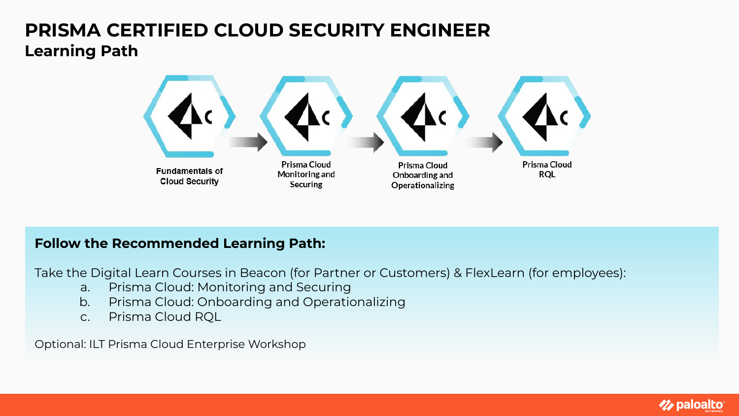# PRISMA CERTIFIED CLOUD SECURITY ENGINEER

## Learning Path

Fundamentals of Cloud Security → Prisma Cloud Monitoring and Securing → Prisma Cloud Onboarding and Operationalizing → Prisma Cloud RQL

### Follow the Recommended Learning Path:

Take the Digital Learn Courses in Beacon (for Partner or Customers) & FlexLearn (for employees):

a. Prisma Cloud: Monitoring and Securing
b. Prisma Cloud: Onboarding and Operationalizing
c. Prisma Cloud RQL

Optional: ILT Prisma Cloud Enterprise Workshop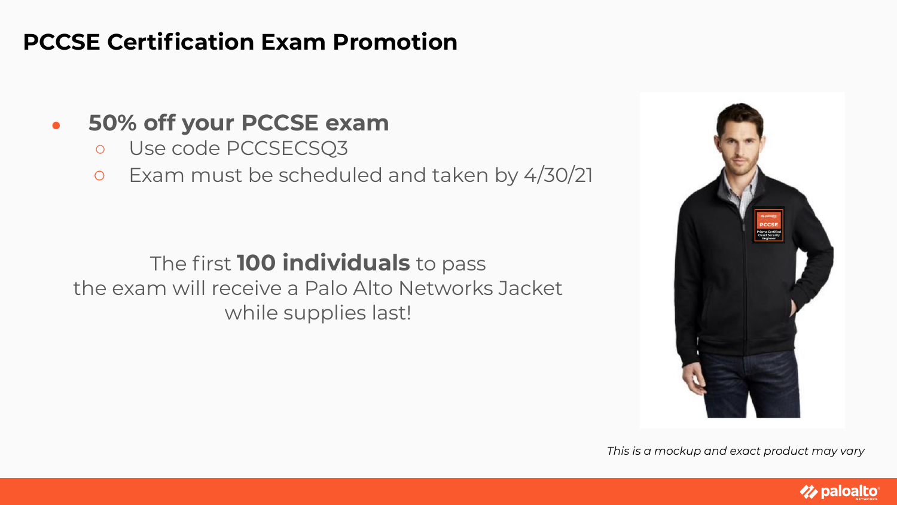# PCCSE Certification Exam Promotion

- **50% off your PCCSE exam**
  - Use code PCCSECSQ3
  - Exam must be scheduled and taken by 4/30/21

The first **100 individuals** to pass the exam will receive a Palo Alto Networks Jacket while supplies last!

*This is a mockup and exact product may vary*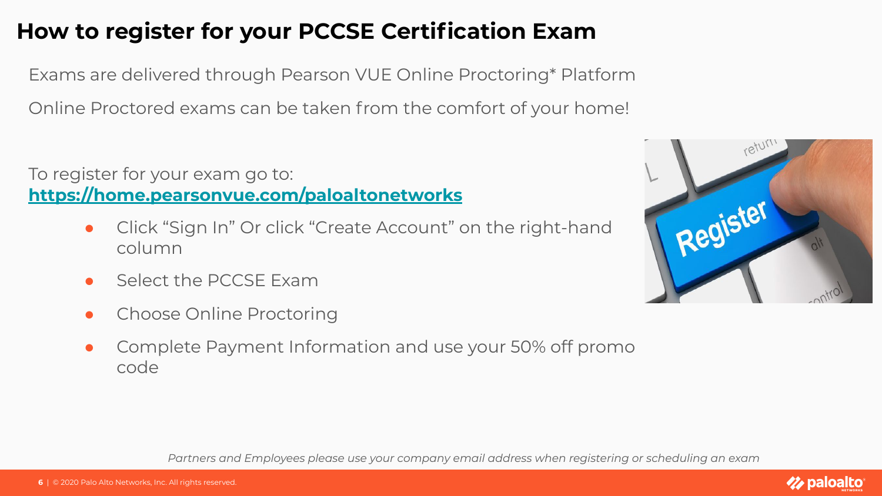# How to register for your PCCSE Certification Exam

Exams are delivered through Pearson VUE Online Proctoring* Platform

Online Proctored exams can be taken from the comfort of your home!

To register for your exam go to:
**https://home.pearsonvue.com/paloaltonetworks**

- Click "Sign In" Or click "Create Account" on the right-hand column
- Select the PCCSE Exam
- Choose Online Proctoring
- Complete Payment Information and use your 50% off promo code

*Partners and Employees please use your company email address when registering or scheduling an exam*

© 2020 Palo Alto Networks, Inc. All rights reserved.